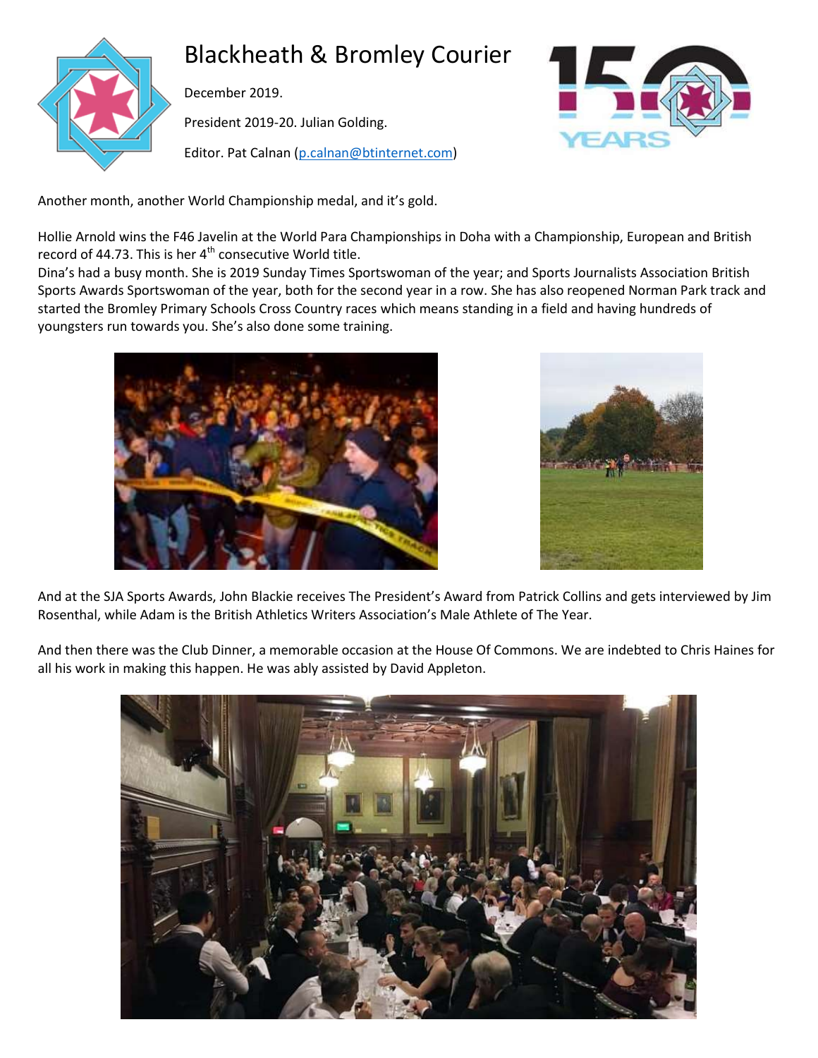# Blackheath & Bromley Courier

December 2019.

President 2019-20. Julian Golding.

Editor. Pat Calnan (p.calnan@btinternet.com)

Another month, another World Championship medal, and it's gold.

Hollie Arnold wins the F46 Javelin at the World Para Championships in Doha with a Championship, European and British record of 44.73. This is her 4th consecutive World title.
Dina's had a busy month. She is 2019 Sunday Times Sportswoman of the year; and Sports Journalists Association British Sports Awards Sportswoman of the year, both for the second year in a row. She has also reopened Norman Park track and started the Bromley Primary Schools Cross Country races which means standing in a field and having hundreds of youngsters run towards you. She's also done some training.

And at the SJA Sports Awards, John Blackie receives The President's Award from Patrick Collins and gets interviewed by Jim Rosenthal, while Adam is the British Athletics Writers Association's Male Athlete of The Year.

And then there was the Club Dinner, a memorable occasion at the House Of Commons. We are indebted to Chris Haines for all his work in making this happen. He was ably assisted by David Appleton.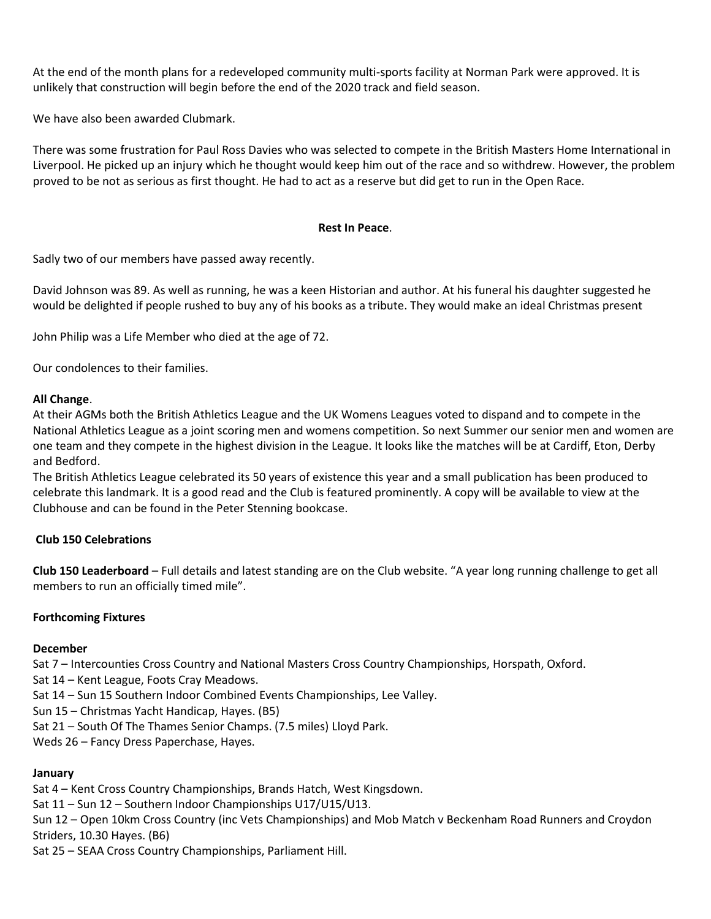At the end of the month plans for a redeveloped community multi-sports facility at Norman Park were approved. It is unlikely that construction will begin before the end of the 2020 track and field season.

We have also been awarded Clubmark.

There was some frustration for Paul Ross Davies who was selected to compete in the British Masters Home International in Liverpool. He picked up an injury which he thought would keep him out of the race and so withdrew. However, the problem proved to be not as serious as first thought. He had to act as a reserve but did get to run in the Open Race.

**Rest In Peace**.

Sadly two of our members have passed away recently.

David Johnson was 89. As well as running, he was a keen Historian and author. At his funeral his daughter suggested he would be delighted if people rushed to buy any of his books as a tribute. They would make an ideal Christmas present

John Philip was a Life Member who died at the age of 72.

Our condolences to their families.

**All Change**.

At their AGMs both the British Athletics League and the UK Womens Leagues voted to dispand and to compete in the National Athletics League as a joint scoring men and womens competition. So next Summer our senior men and women are one team and they compete in the highest division in the League. It looks like the matches will be at Cardiff, Eton, Derby and Bedford.

The British Athletics League celebrated its 50 years of existence this year and a small publication has been produced to celebrate this landmark. It is a good read and the Club is featured prominently. A copy will be available to view at the Clubhouse and can be found in the Peter Stenning bookcase.

**Club 150 Celebrations**

**Club 150 Leaderboard** – Full details and latest standing are on the Club website. "A year long running challenge to get all members to run an officially timed mile".

**Forthcoming Fixtures**

**December**

Sat 7 – Intercounties Cross Country and National Masters Cross Country Championships, Horspath, Oxford.
Sat 14 – Kent League, Foots Cray Meadows.
Sat 14 – Sun 15 Southern Indoor Combined Events Championships, Lee Valley.
Sun 15 – Christmas Yacht Handicap, Hayes. (B5)
Sat 21 – South Of The Thames Senior Champs. (7.5 miles) Lloyd Park.
Weds 26 – Fancy Dress Paperchase, Hayes.

**January**

Sat 4 – Kent Cross Country Championships, Brands Hatch, West Kingsdown.
Sat 11 – Sun 12 – Southern Indoor Championships U17/U15/U13.
Sun 12 – Open 10km Cross Country (inc Vets Championships) and Mob Match v Beckenham Road Runners and Croydon Striders, 10.30 Hayes. (B6)
Sat 25 – SEAA Cross Country Championships, Parliament Hill.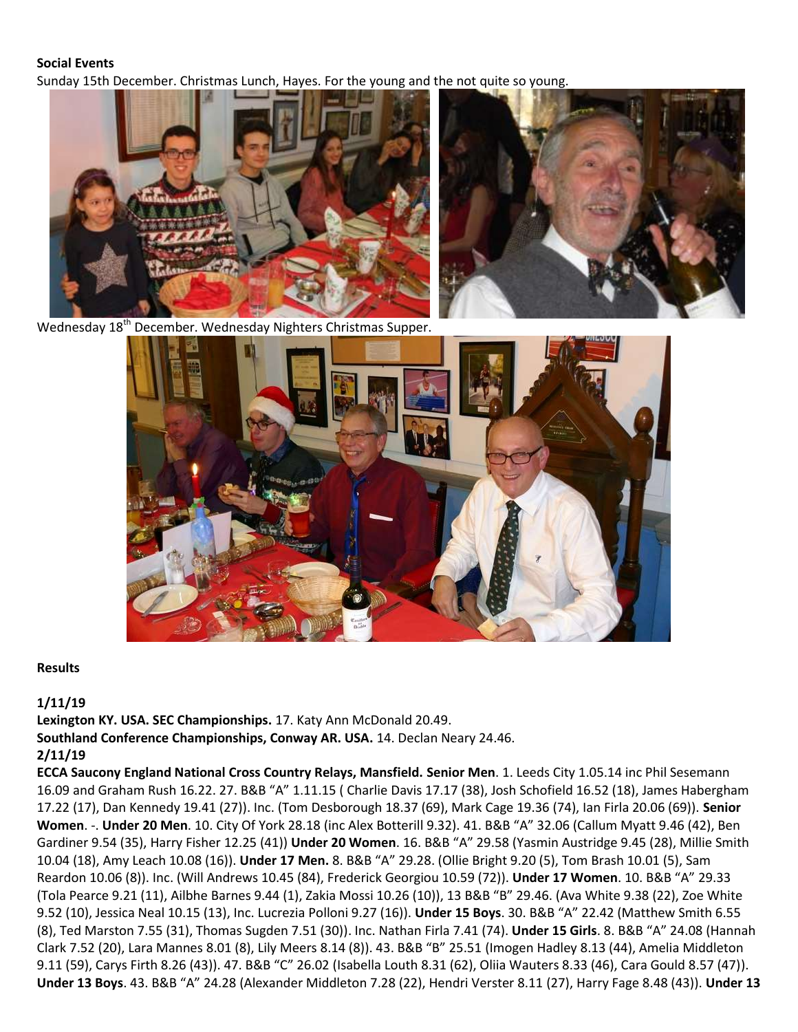**Social Events**

Sunday 15th December. Christmas Lunch, Hayes. For the young and the not quite so young.

Wednesday 18th December. Wednesday Nighters Christmas Supper.

**Results**

**1/11/19**

**Lexington KY. USA. SEC Championships.** 17. Katy Ann McDonald 20.49.

**Southland Conference Championships, Conway AR. USA.** 14. Declan Neary 24.46.

**2/11/19**

**ECCA Saucony England National Cross Country Relays, Mansfield. Senior Men**. 1. Leeds City 1.05.14 inc Phil Sesemann 16.09 and Graham Rush 16.22. 27. B&B "A" 1.11.15 ( Charlie Davis 17.17 (38), Josh Schofield 16.52 (18), James Habergham 17.22 (17), Dan Kennedy 19.41 (27)). Inc. (Tom Desborough 18.37 (69), Mark Cage 19.36 (74), Ian Firla 20.06 (69)). **Senior Women**. -. **Under 20 Men**. 10. City Of York 28.18 (inc Alex Botterill 9.32). 41. B&B "A" 32.06 (Callum Myatt 9.46 (42), Ben Gardiner 9.54 (35), Harry Fisher 12.25 (41)) **Under 20 Women**. 16. B&B "A" 29.58 (Yasmin Austridge 9.45 (28), Millie Smith 10.04 (18), Amy Leach 10.08 (16)). **Under 17 Men.** 8. B&B "A" 29.28. (Ollie Bright 9.20 (5), Tom Brash 10.01 (5), Sam Reardon 10.06 (8)). Inc. (Will Andrews 10.45 (84), Frederick Georgiou 10.59 (72)). **Under 17 Women**. 10. B&B "A" 29.33 (Tola Pearce 9.21 (11), Ailbhe Barnes 9.44 (1), Zakia Mossi 10.26 (10)), 13 B&B "B" 29.46. (Ava White 9.38 (22), Zoe White 9.52 (10), Jessica Neal 10.15 (13), Inc. Lucrezia Polloni 9.27 (16)). **Under 15 Boys**. 30. B&B "A" 22.42 (Matthew Smith 6.55 (8), Ted Marston 7.55 (31), Thomas Sugden 7.51 (30)). Inc. Nathan Firla 7.41 (74). **Under 15 Girls**. 8. B&B "A" 24.08 (Hannah Clark 7.52 (20), Lara Mannes 8.01 (8), Lily Meers 8.14 (8)). 43. B&B "B" 25.51 (Imogen Hadley 8.13 (44), Amelia Middleton 9.11 (59), Carys Firth 8.26 (43)). 47. B&B "C" 26.02 (Isabella Louth 8.31 (62), Oliia Wauters 8.33 (46), Cara Gould 8.57 (47)). **Under 13 Boys**. 43. B&B "A" 24.28 (Alexander Middleton 7.28 (22), Hendri Verster 8.11 (27), Harry Fage 8.48 (43)). **Under 13**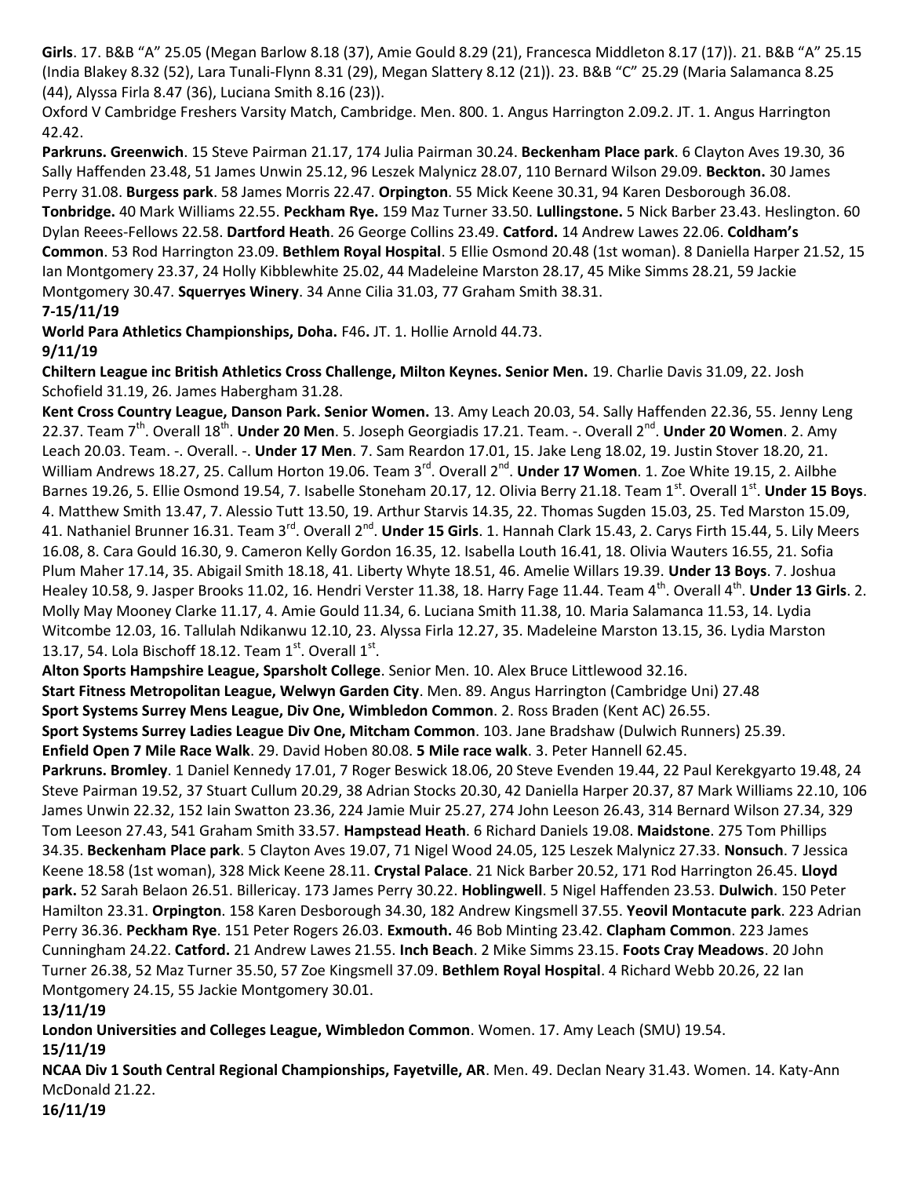**Girls**. 17. B&B "A" 25.05 (Megan Barlow 8.18 (37), Amie Gould 8.29 (21), Francesca Middleton 8.17 (17)). 21. B&B "A" 25.15 (India Blakey 8.32 (52), Lara Tunali-Flynn 8.31 (29), Megan Slattery 8.12 (21)). 23. B&B "C" 25.29 (Maria Salamanca 8.25 (44), Alyssa Firla 8.47 (36), Luciana Smith 8.16 (23)).

Oxford V Cambridge Freshers Varsity Match, Cambridge. Men. 800. 1. Angus Harrington 2.09.2. JT. 1. Angus Harrington 42.42.

**Parkruns. Greenwich**. 15 Steve Pairman 21.17, 174 Julia Pairman 30.24. **Beckenham Place park**. 6 Clayton Aves 19.30, 36 Sally Haffenden 23.48, 51 James Unwin 25.12, 96 Leszek Malynicz 28.07, 110 Bernard Wilson 29.09. **Beckton.** 30 James Perry 31.08. **Burgess park**. 58 James Morris 22.47. **Orpington**. 55 Mick Keene 30.31, 94 Karen Desborough 36.08. **Tonbridge.** 40 Mark Williams 22.55. **Peckham Rye.** 159 Maz Turner 33.50. **Lullingstone.** 5 Nick Barber 23.43. Heslington. 60 Dylan Reees-Fellows 22.58. **Dartford Heath**. 26 George Collins 23.49. **Catford.** 14 Andrew Lawes 22.06. **Coldham's Common**. 53 Rod Harrington 23.09. **Bethlem Royal Hospital**. 5 Ellie Osmond 20.48 (1st woman). 8 Daniella Harper 21.52, 15 Ian Montgomery 23.37, 24 Holly Kibblewhite 25.02, 44 Madeleine Marston 28.17, 45 Mike Simms 28.21, 59 Jackie Montgomery 30.47. **Squerryes Winery**. 34 Anne Cilia 31.03, 77 Graham Smith 38.31.

**7-15/11/19**

**World Para Athletics Championships, Doha.** F46**.** JT. 1. Hollie Arnold 44.73.

**9/11/19**

**Chiltern League inc British Athletics Cross Challenge, Milton Keynes. Senior Men.** 19. Charlie Davis 31.09, 22. Josh Schofield 31.19, 26. James Habergham 31.28.

**Kent Cross Country League, Danson Park. Senior Women.** 13. Amy Leach 20.03, 54. Sally Haffenden 22.36, 55. Jenny Leng 22.37. Team 7th. Overall 18th. **Under 20 Men**. 5. Joseph Georgiadis 17.21. Team. -. Overall 2nd. **Under 20 Women**. 2. Amy Leach 20.03. Team. -. Overall. -. **Under 17 Men**. 7. Sam Reardon 17.01, 15. Jake Leng 18.02, 19. Justin Stover 18.20, 21. William Andrews 18.27, 25. Callum Horton 19.06. Team 3rd. Overall 2nd. **Under 17 Women**. 1. Zoe White 19.15, 2. Ailbhe Barnes 19.26, 5. Ellie Osmond 19.54, 7. Isabelle Stoneham 20.17, 12. Olivia Berry 21.18. Team 1st. Overall 1st. **Under 15 Boys**. 4. Matthew Smith 13.47, 7. Alessio Tutt 13.50, 19. Arthur Starvis 14.35, 22. Thomas Sugden 15.03, 25. Ted Marston 15.09, 41. Nathaniel Brunner 16.31. Team 3rd. Overall 2nd. **Under 15 Girls**. 1. Hannah Clark 15.43, 2. Carys Firth 15.44, 5. Lily Meers 16.08, 8. Cara Gould 16.30, 9. Cameron Kelly Gordon 16.35, 12. Isabella Louth 16.41, 18. Olivia Wauters 16.55, 21. Sofia Plum Maher 17.14, 35. Abigail Smith 18.18, 41. Liberty Whyte 18.51, 46. Amelie Willars 19.39. **Under 13 Boys**. 7. Joshua Healey 10.58, 9. Jasper Brooks 11.02, 16. Hendri Verster 11.38, 18. Harry Fage 11.44. Team 4th. Overall 4th. **Under 13 Girls**. 2. Molly May Mooney Clarke 11.17, 4. Amie Gould 11.34, 6. Luciana Smith 11.38, 10. Maria Salamanca 11.53, 14. Lydia Witcombe 12.03, 16. Tallulah Ndikanwu 12.10, 23. Alyssa Firla 12.27, 35. Madeleine Marston 13.15, 36. Lydia Marston 13.17, 54. Lola Bischoff 18.12. Team 1st. Overall 1st.

**Alton Sports Hampshire League, Sparsholt College**. Senior Men. 10. Alex Bruce Littlewood 32.16.

**Start Fitness Metropolitan League, Welwyn Garden City**. Men. 89. Angus Harrington (Cambridge Uni) 27.48

**Sport Systems Surrey Mens League, Div One, Wimbledon Common**. 2. Ross Braden (Kent AC) 26.55.

**Sport Systems Surrey Ladies League Div One, Mitcham Common**. 103. Jane Bradshaw (Dulwich Runners) 25.39.

**Enfield Open 7 Mile Race Walk**. 29. David Hoben 80.08. **5 Mile race walk**. 3. Peter Hannell 62.45.

**Parkruns. Bromley**. 1 Daniel Kennedy 17.01, 7 Roger Beswick 18.06, 20 Steve Evenden 19.44, 22 Paul Kerekgyarto 19.48, 24 Steve Pairman 19.52, 37 Stuart Cullum 20.29, 38 Adrian Stocks 20.30, 42 Daniella Harper 20.37, 87 Mark Williams 22.10, 106 James Unwin 22.32, 152 Iain Swatton 23.36, 224 Jamie Muir 25.27, 274 John Leeson 26.43, 314 Bernard Wilson 27.34, 329 Tom Leeson 27.43, 541 Graham Smith 33.57. **Hampstead Heath**. 6 Richard Daniels 19.08. **Maidstone**. 275 Tom Phillips 34.35. **Beckenham Place park**. 5 Clayton Aves 19.07, 71 Nigel Wood 24.05, 125 Leszek Malynicz 27.33. **Nonsuch**. 7 Jessica Keene 18.58 (1st woman), 328 Mick Keene 28.11. **Crystal Palace**. 21 Nick Barber 20.52, 171 Rod Harrington 26.45. **Lloyd park.** 52 Sarah Belaon 26.51. Billericay. 173 James Perry 30.22. **Hoblingwell**. 5 Nigel Haffenden 23.53. **Dulwich**. 150 Peter Hamilton 23.31. **Orpington**. 158 Karen Desborough 34.30, 182 Andrew Kingsmell 37.55. **Yeovil Montacute park**. 223 Adrian Perry 36.36. **Peckham Rye**. 151 Peter Rogers 26.03. **Exmouth.** 46 Bob Minting 23.42. **Clapham Common**. 223 James Cunningham 24.22. **Catford.** 21 Andrew Lawes 21.55. **Inch Beach**. 2 Mike Simms 23.15. **Foots Cray Meadows**. 20 John Turner 26.38, 52 Maz Turner 35.50, 57 Zoe Kingsmell 37.09. **Bethlem Royal Hospital**. 4 Richard Webb 20.26, 22 Ian Montgomery 24.15, 55 Jackie Montgomery 30.01.

**13/11/19**

**London Universities and Colleges League, Wimbledon Common**. Women. 17. Amy Leach (SMU) 19.54.

**15/11/19**

**NCAA Div 1 South Central Regional Championships, Fayetville, AR**. Men. 49. Declan Neary 31.43. Women. 14. Katy-Ann McDonald 21.22.

**16/11/19**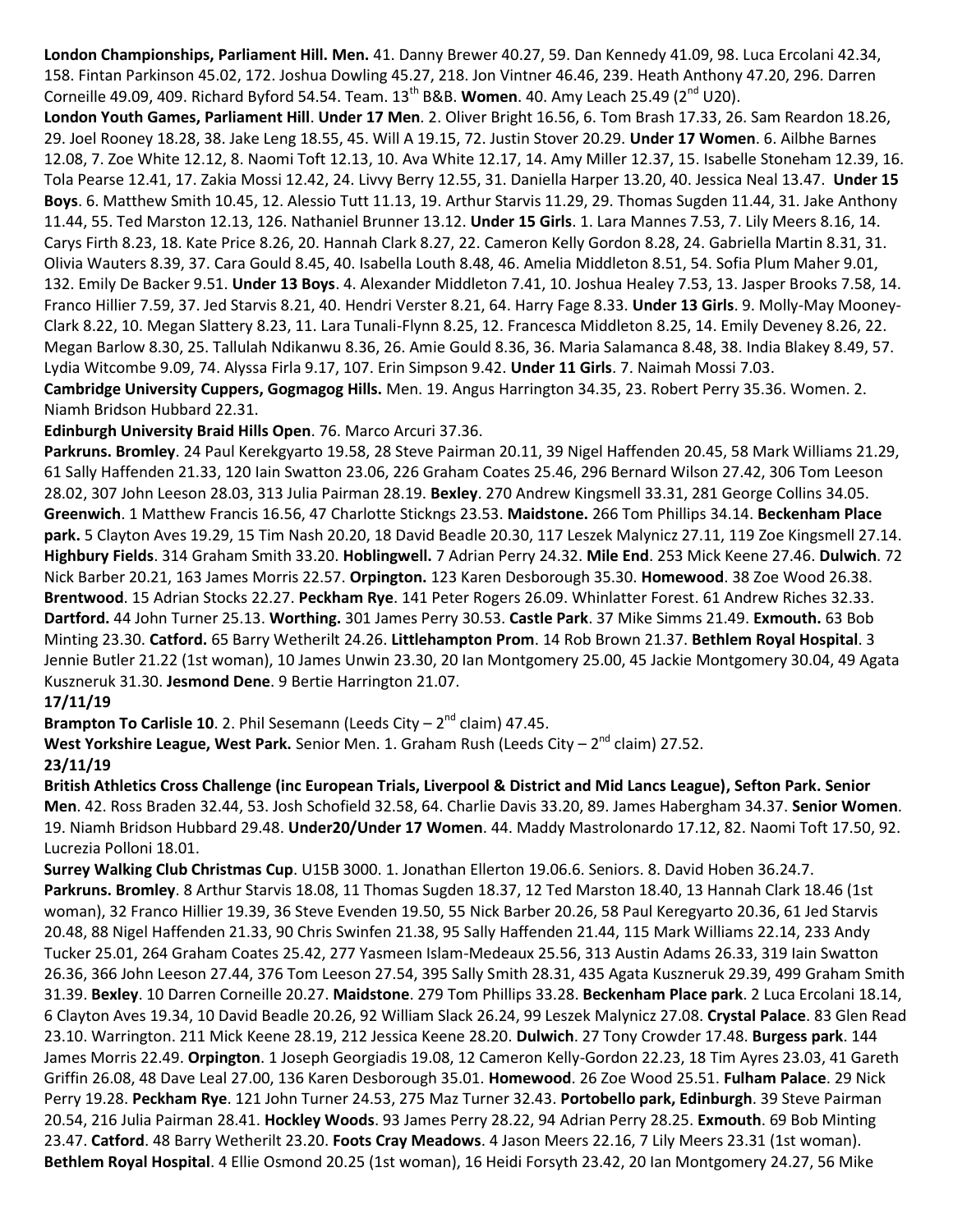**London Championships, Parliament Hill. Men.** 41. Danny Brewer 40.27, 59. Dan Kennedy 41.09, 98. Luca Ercolani 42.34, 158. Fintan Parkinson 45.02, 172. Joshua Dowling 45.27, 218. Jon Vintner 46.46, 239. Heath Anthony 47.20, 296. Darren Corneille 49.09, 409. Richard Byford 54.54. Team. 13th B&B. **Women**. 40. Amy Leach 25.49 (2nd U20).

**London Youth Games, Parliament Hill**. **Under 17 Men**. 2. Oliver Bright 16.56, 6. Tom Brash 17.33, 26. Sam Reardon 18.26, 29. Joel Rooney 18.28, 38. Jake Leng 18.55, 45. Will A 19.15, 72. Justin Stover 20.29. **Under 17 Women**. 6. Ailbhe Barnes 12.08, 7. Zoe White 12.12, 8. Naomi Toft 12.13, 10. Ava White 12.17, 14. Amy Miller 12.37, 15. Isabelle Stoneham 12.39, 16. Tola Pearse 12.41, 17. Zakia Mossi 12.42, 24. Livvy Berry 12.55, 31. Daniella Harper 13.20, 40. Jessica Neal 13.47. **Under 15 Boys**. 6. Matthew Smith 10.45, 12. Alessio Tutt 11.13, 19. Arthur Starvis 11.29, 29. Thomas Sugden 11.44, 31. Jake Anthony 11.44, 55. Ted Marston 12.13, 126. Nathaniel Brunner 13.12. **Under 15 Girls**. 1. Lara Mannes 7.53, 7. Lily Meers 8.16, 14. Carys Firth 8.23, 18. Kate Price 8.26, 20. Hannah Clark 8.27, 22. Cameron Kelly Gordon 8.28, 24. Gabriella Martin 8.31, 31. Olivia Wauters 8.39, 37. Cara Gould 8.45, 40. Isabella Louth 8.48, 46. Amelia Middleton 8.51, 54. Sofia Plum Maher 9.01, 132. Emily De Backer 9.51. **Under 13 Boys**. 4. Alexander Middleton 7.41, 10. Joshua Healey 7.53, 13. Jasper Brooks 7.58, 14. Franco Hillier 7.59, 37. Jed Starvis 8.21, 40. Hendri Verster 8.21, 64. Harry Fage 8.33. **Under 13 Girls**. 9. Molly-May Mooney-Clark 8.22, 10. Megan Slattery 8.23, 11. Lara Tunali-Flynn 8.25, 12. Francesca Middleton 8.25, 14. Emily Deveney 8.26, 22. Megan Barlow 8.30, 25. Tallulah Ndikanwu 8.36, 26. Amie Gould 8.36, 36. Maria Salamanca 8.48, 38. India Blakey 8.49, 57. Lydia Witcombe 9.09, 74. Alyssa Firla 9.17, 107. Erin Simpson 9.42. **Under 11 Girls**. 7. Naimah Mossi 7.03.

**Cambridge University Cuppers, Gogmagog Hills.** Men. 19. Angus Harrington 34.35, 23. Robert Perry 35.36. Women. 2. Niamh Bridson Hubbard 22.31.

**Edinburgh University Braid Hills Open**. 76. Marco Arcuri 37.36.

**Parkruns. Bromley**. 24 Paul Kerekgyarto 19.58, 28 Steve Pairman 20.11, 39 Nigel Haffenden 20.45, 58 Mark Williams 21.29, 61 Sally Haffenden 21.33, 120 Iain Swatton 23.06, 226 Graham Coates 25.46, 296 Bernard Wilson 27.42, 306 Tom Leeson 28.02, 307 John Leeson 28.03, 313 Julia Pairman 28.19. **Bexley**. 270 Andrew Kingsmell 33.31, 281 George Collins 34.05. **Greenwich**. 1 Matthew Francis 16.56, 47 Charlotte Stickngs 23.53. **Maidstone.** 266 Tom Phillips 34.14. **Beckenham Place park.** 5 Clayton Aves 19.29, 15 Tim Nash 20.20, 18 David Beadle 20.30, 117 Leszek Malynicz 27.11, 119 Zoe Kingsmell 27.14. **Highbury Fields**. 314 Graham Smith 33.20. **Hoblingwell.** 7 Adrian Perry 24.32. **Mile End**. 253 Mick Keene 27.46. **Dulwich**. 72 Nick Barber 20.21, 163 James Morris 22.57. **Orpington.** 123 Karen Desborough 35.30. **Homewood**. 38 Zoe Wood 26.38. **Brentwood**. 15 Adrian Stocks 22.27. **Peckham Rye**. 141 Peter Rogers 26.09. Whinlatter Forest. 61 Andrew Riches 32.33. **Dartford.** 44 John Turner 25.13. **Worthing.** 301 James Perry 30.53. **Castle Park**. 37 Mike Simms 21.49. **Exmouth.** 63 Bob Minting 23.30. **Catford.** 65 Barry Wetherilt 24.26. **Littlehampton Prom**. 14 Rob Brown 21.37. **Bethlem Royal Hospital**. 3 Jennie Butler 21.22 (1st woman), 10 James Unwin 23.30, 20 Ian Montgomery 25.00, 45 Jackie Montgomery 30.04, 49 Agata Kuszneruk 31.30. **Jesmond Dene**. 9 Bertie Harrington 21.07.

**17/11/19**

**Brampton To Carlisle 10**. 2. Phil Sesemann (Leeds City – 2nd claim) 47.45.

**West Yorkshire League, West Park.** Senior Men. 1. Graham Rush (Leeds City – 2nd claim) 27.52.

**23/11/19**

**British Athletics Cross Challenge (inc European Trials, Liverpool & District and Mid Lancs League), Sefton Park. Senior Men**. 42. Ross Braden 32.44, 53. Josh Schofield 32.58, 64. Charlie Davis 33.20, 89. James Habergham 34.37. **Senior Women**. 19. Niamh Bridson Hubbard 29.48. **Under20/Under 17 Women**. 44. Maddy Mastrolonardo 17.12, 82. Naomi Toft 17.50, 92. Lucrezia Polloni 18.01.

**Surrey Walking Club Christmas Cup**. U15B 3000. 1. Jonathan Ellerton 19.06.6. Seniors. 8. David Hoben 36.24.7.

**Parkruns. Bromley**. 8 Arthur Starvis 18.08, 11 Thomas Sugden 18.37, 12 Ted Marston 18.40, 13 Hannah Clark 18.46 (1st woman), 32 Franco Hillier 19.39, 36 Steve Evenden 19.50, 55 Nick Barber 20.26, 58 Paul Keregyarto 20.36, 61 Jed Starvis 20.48, 88 Nigel Haffenden 21.33, 90 Chris Swinfen 21.38, 95 Sally Haffenden 21.44, 115 Mark Williams 22.14, 233 Andy Tucker 25.01, 264 Graham Coates 25.42, 277 Yasmeen Islam-Medeaux 25.56, 313 Austin Adams 26.33, 319 Iain Swatton 26.36, 366 John Leeson 27.44, 376 Tom Leeson 27.54, 395 Sally Smith 28.31, 435 Agata Kuszneruk 29.39, 499 Graham Smith 31.39. **Bexley**. 10 Darren Corneille 20.27. **Maidstone**. 279 Tom Phillips 33.28. **Beckenham Place park**. 2 Luca Ercolani 18.14, 6 Clayton Aves 19.34, 10 David Beadle 20.26, 92 William Slack 26.24, 99 Leszek Malynicz 27.08. **Crystal Palace**. 83 Glen Read 23.10. Warrington. 211 Mick Keene 28.19, 212 Jessica Keene 28.20. **Dulwich**. 27 Tony Crowder 17.48. **Burgess park**. 144 James Morris 22.49. **Orpington**. 1 Joseph Georgiadis 19.08, 12 Cameron Kelly-Gordon 22.23, 18 Tim Ayres 23.03, 41 Gareth Griffin 26.08, 48 Dave Leal 27.00, 136 Karen Desborough 35.01. **Homewood**. 26 Zoe Wood 25.51. **Fulham Palace**. 29 Nick Perry 19.28. **Peckham Rye**. 121 John Turner 24.53, 275 Maz Turner 32.43. **Portobello park, Edinburgh**. 39 Steve Pairman 20.54, 216 Julia Pairman 28.41. **Hockley Woods**. 93 James Perry 28.22, 94 Adrian Perry 28.25. **Exmouth**. 69 Bob Minting 23.47. **Catford**. 48 Barry Wetherilt 23.20. **Foots Cray Meadows**. 4 Jason Meers 22.16, 7 Lily Meers 23.31 (1st woman). **Bethlem Royal Hospital**. 4 Ellie Osmond 20.25 (1st woman), 16 Heidi Forsyth 23.42, 20 Ian Montgomery 24.27, 56 Mike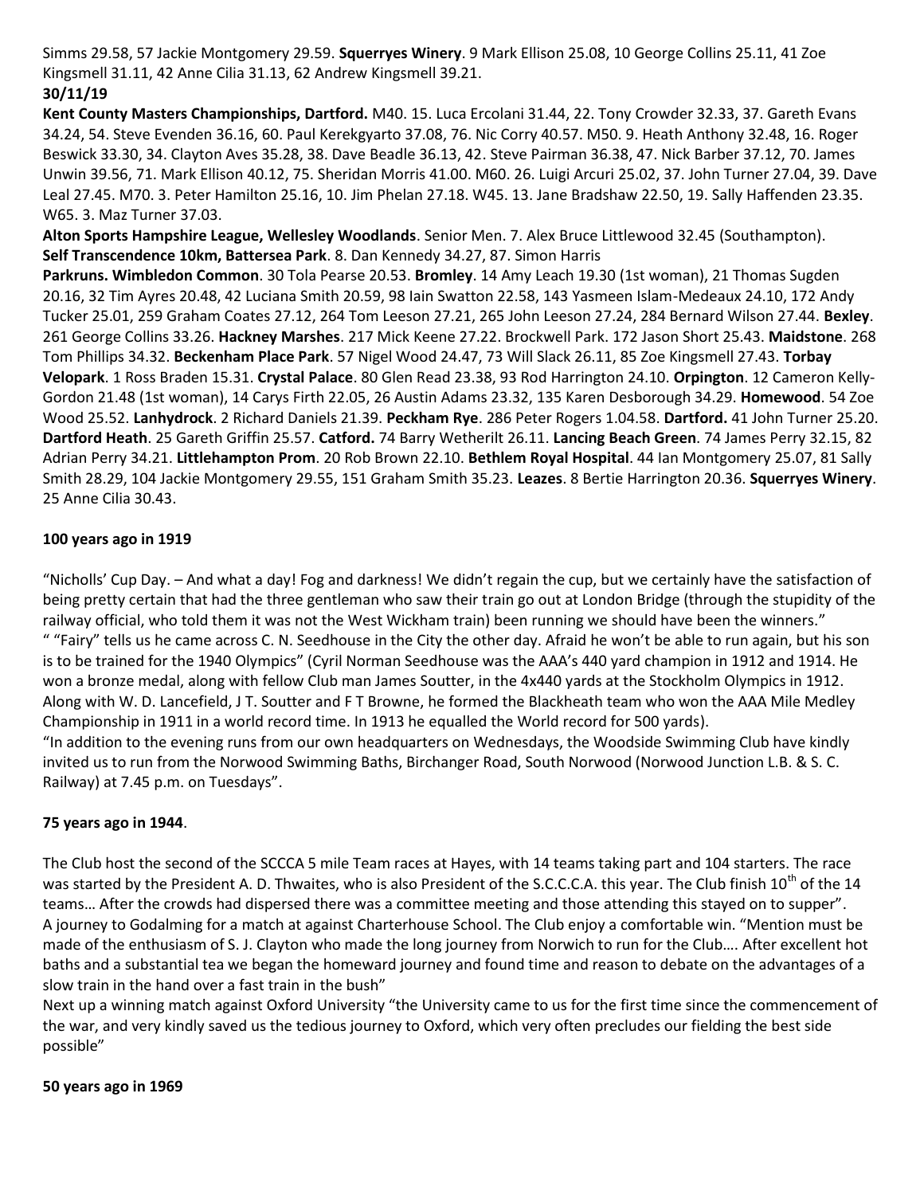Simms 29.58, 57 Jackie Montgomery 29.59. **Squerryes Winery**. 9 Mark Ellison 25.08, 10 George Collins 25.11, 41 Zoe Kingsmell 31.11, 42 Anne Cilia 31.13, 62 Andrew Kingsmell 39.21.

**30/11/19**

**Kent County Masters Championships, Dartford.** M40. 15. Luca Ercolani 31.44, 22. Tony Crowder 32.33, 37. Gareth Evans 34.24, 54. Steve Evenden 36.16, 60. Paul Kerekgyarto 37.08, 76. Nic Corry 40.57. M50. 9. Heath Anthony 32.48, 16. Roger Beswick 33.30, 34. Clayton Aves 35.28, 38. Dave Beadle 36.13, 42. Steve Pairman 36.38, 47. Nick Barber 37.12, 70. James Unwin 39.56, 71. Mark Ellison 40.12, 75. Sheridan Morris 41.00. M60. 26. Luigi Arcuri 25.02, 37. John Turner 27.04, 39. Dave Leal 27.45. M70. 3. Peter Hamilton 25.16, 10. Jim Phelan 27.18. W45. 13. Jane Bradshaw 22.50, 19. Sally Haffenden 23.35. W65. 3. Maz Turner 37.03.

**Alton Sports Hampshire League, Wellesley Woodlands**. Senior Men. 7. Alex Bruce Littlewood 32.45 (Southampton).

**Self Transcendence 10km, Battersea Park**. 8. Dan Kennedy 34.27, 87. Simon Harris

**Parkruns. Wimbledon Common**. 30 Tola Pearse 20.53. **Bromley**. 14 Amy Leach 19.30 (1st woman), 21 Thomas Sugden 20.16, 32 Tim Ayres 20.48, 42 Luciana Smith 20.59, 98 Iain Swatton 22.58, 143 Yasmeen Islam-Medeaux 24.10, 172 Andy Tucker 25.01, 259 Graham Coates 27.12, 264 Tom Leeson 27.21, 265 John Leeson 27.24, 284 Bernard Wilson 27.44. **Bexley**. 261 George Collins 33.26. **Hackney Marshes**. 217 Mick Keene 27.22. Brockwell Park. 172 Jason Short 25.43. **Maidstone**. 268 Tom Phillips 34.32. **Beckenham Place Park**. 57 Nigel Wood 24.47, 73 Will Slack 26.11, 85 Zoe Kingsmell 27.43. **Torbay Velopark**. 1 Ross Braden 15.31. **Crystal Palace**. 80 Glen Read 23.38, 93 Rod Harrington 24.10. **Orpington**. 12 Cameron Kelly-Gordon 21.48 (1st woman), 14 Carys Firth 22.05, 26 Austin Adams 23.32, 135 Karen Desborough 34.29. **Homewood**. 54 Zoe Wood 25.52. **Lanhydrock**. 2 Richard Daniels 21.39. **Peckham Rye**. 286 Peter Rogers 1.04.58. **Dartford.** 41 John Turner 25.20. **Dartford Heath**. 25 Gareth Griffin 25.57. **Catford.** 74 Barry Wetherilt 26.11. **Lancing Beach Green**. 74 James Perry 32.15, 82 Adrian Perry 34.21. **Littlehampton Prom**. 20 Rob Brown 22.10. **Bethlem Royal Hospital**. 44 Ian Montgomery 25.07, 81 Sally Smith 28.29, 104 Jackie Montgomery 29.55, 151 Graham Smith 35.23. **Leazes**. 8 Bertie Harrington 20.36. **Squerryes Winery**. 25 Anne Cilia 30.43.

**100 years ago in 1919**

"Nicholls' Cup Day. – And what a day! Fog and darkness! We didn't regain the cup, but we certainly have the satisfaction of being pretty certain that had the three gentleman who saw their train go out at London Bridge (through the stupidity of the railway official, who told them it was not the West Wickham train) been running we should have been the winners."
" "Fairy" tells us he came across C. N. Seedhouse in the City the other day. Afraid he won't be able to run again, but his son is to be trained for the 1940 Olympics" (Cyril Norman Seedhouse was the AAA's 440 yard champion in 1912 and 1914. He won a bronze medal, along with fellow Club man James Soutter, in the 4x440 yards at the Stockholm Olympics in 1912. Along with W. D. Lancefield, J T. Soutter and F T Browne, he formed the Blackheath team who won the AAA Mile Medley Championship in 1911 in a world record time. In 1913 he equalled the World record for 500 yards).
"In addition to the evening runs from our own headquarters on Wednesdays, the Woodside Swimming Club have kindly invited us to run from the Norwood Swimming Baths, Birchanger Road, South Norwood (Norwood Junction L.B. & S. C. Railway) at 7.45 p.m. on Tuesdays".

**75 years ago in 1944**.

The Club host the second of the SCCCA 5 mile Team races at Hayes, with 14 teams taking part and 104 starters. The race was started by the President A. D. Thwaites, who is also President of the S.C.C.C.A. this year. The Club finish 10th of the 14 teams… After the crowds had dispersed there was a committee meeting and those attending this stayed on to supper".
A journey to Godalming for a match at against Charterhouse School. The Club enjoy a comfortable win. "Mention must be made of the enthusiasm of S. J. Clayton who made the long journey from Norwich to run for the Club…. After excellent hot baths and a substantial tea we began the homeward journey and found time and reason to debate on the advantages of a slow train in the hand over a fast train in the bush"
Next up a winning match against Oxford University "the University came to us for the first time since the commencement of the war, and very kindly saved us the tedious journey to Oxford, which very often precludes our fielding the best side possible"

**50 years ago in 1969**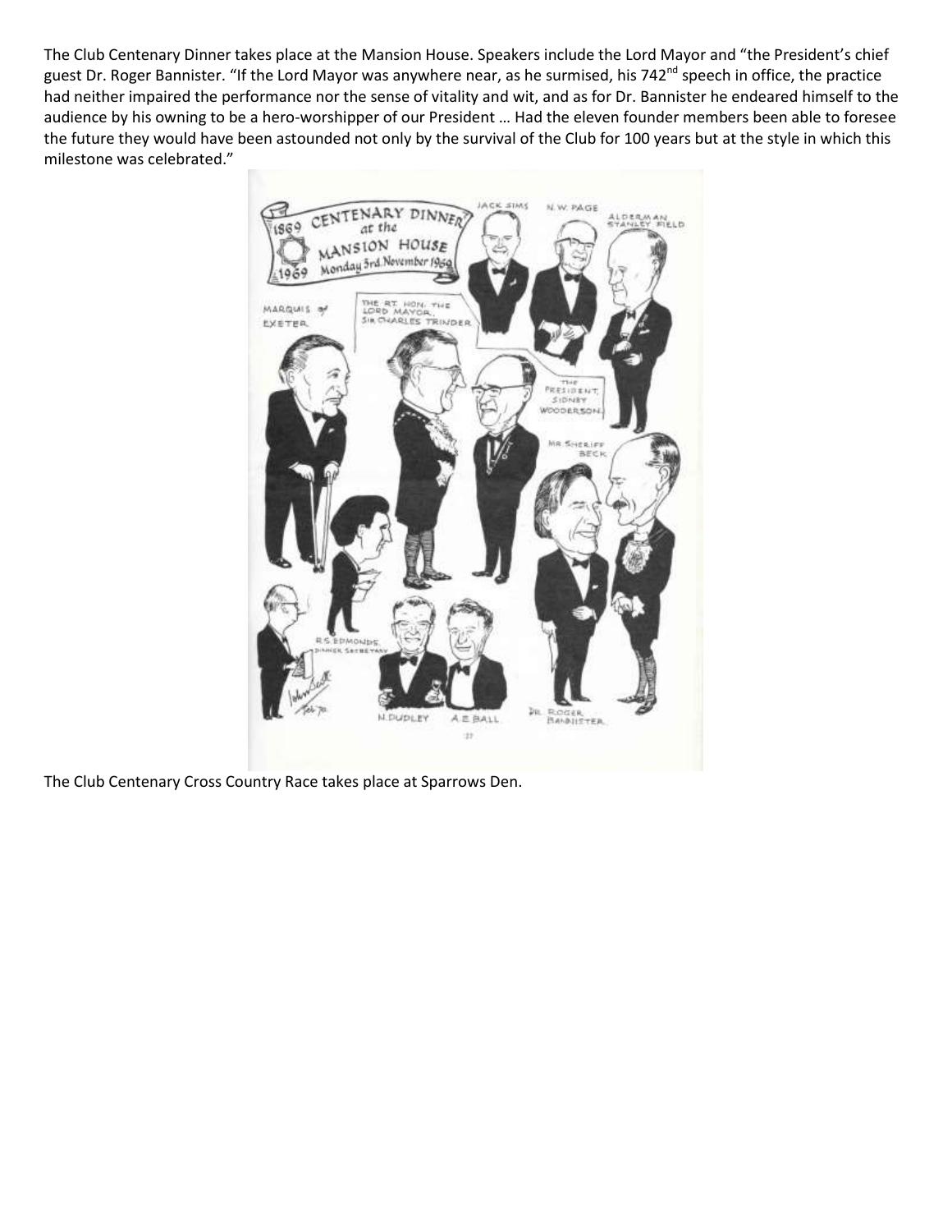The Club Centenary Dinner takes place at the Mansion House. Speakers include the Lord Mayor and "the President's chief guest Dr. Roger Bannister. "If the Lord Mayor was anywhere near, as he surmised, his 742nd speech in office, the practice had neither impaired the performance nor the sense of vitality and wit, and as for Dr. Bannister he endeared himself to the audience by his owning to be a hero-worshipper of our President … Had the eleven founder members been able to foresee the future they would have been astounded not only by the survival of the Club for 100 years but at the style in which this milestone was celebrated."

The Club Centenary Cross Country Race takes place at Sparrows Den.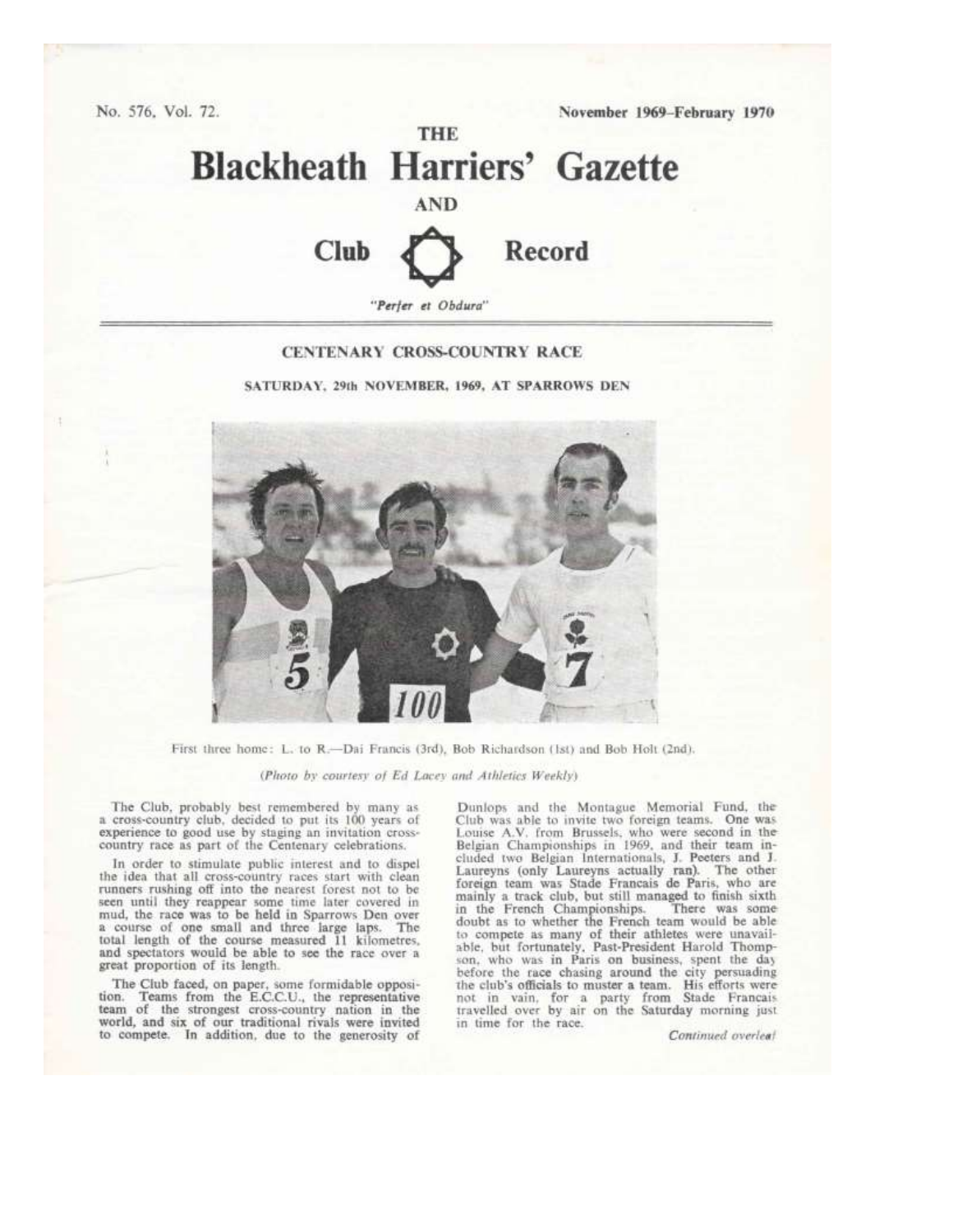No. 576, Vol. 72. November 1969–February 1970

# THE Blackheath Harriers' Gazette AND Club Record

*"Perfer et Obdura"*

## CENTENARY CROSS-COUNTRY RACE

### SATURDAY, 29th NOVEMBER, 1969, AT SPARROWS DEN

First three home: L. to R.—Dai Francis (3rd), Bob Richardson (1st) and Bob Holt (2nd).

*(Photo by courtesy of Ed Lacey and Athletics Weekly)*

The Club, probably best remembered by many as a cross-country club, decided to put its 100 years of experience to good use by staging an invitation cross-country race as part of the Centenary celebrations.

In order to stimulate public interest and to dispel the idea that all cross-country races start with clean runners rushing off into the nearest forest not to be seen until they reappear some time later covered in mud, the race was to be held in Sparrows Den over a course of one small and three large laps. The total length of the course measured 11 kilometres, and spectators would be able to see the race over a great proportion of its length.

The Club faced, on paper, some formidable opposition. Teams from the E.C.C.U., the representative team of the strongest cross-country nation in the world, and six of our traditional rivals were invited to compete. In addition, due to the generosity of Dunlops and the Montague Memorial Fund, the Club was able to invite two foreign teams. One was Louise A.V. from Brussels, who were second in the Belgian Championships in 1969, and their team included two Belgian Internationals, J. Peeters and J. Laureyns (only Laureyns actually ran). The other foreign team was Stade Francais de Paris, who are mainly a track club, but still managed to finish sixth in the French Championships. There was some doubt as to whether the French team would be able to compete as many of their athletes were unavailable, but fortunately, Past-President Harold Thompson, who was in Paris on business, spent the day before the race chasing around the city persuading the club's officials to muster a team. His efforts were not in vain, for a party from Stade Francais travelled over by air on the Saturday morning just in time for the race.

*Continued overleaf*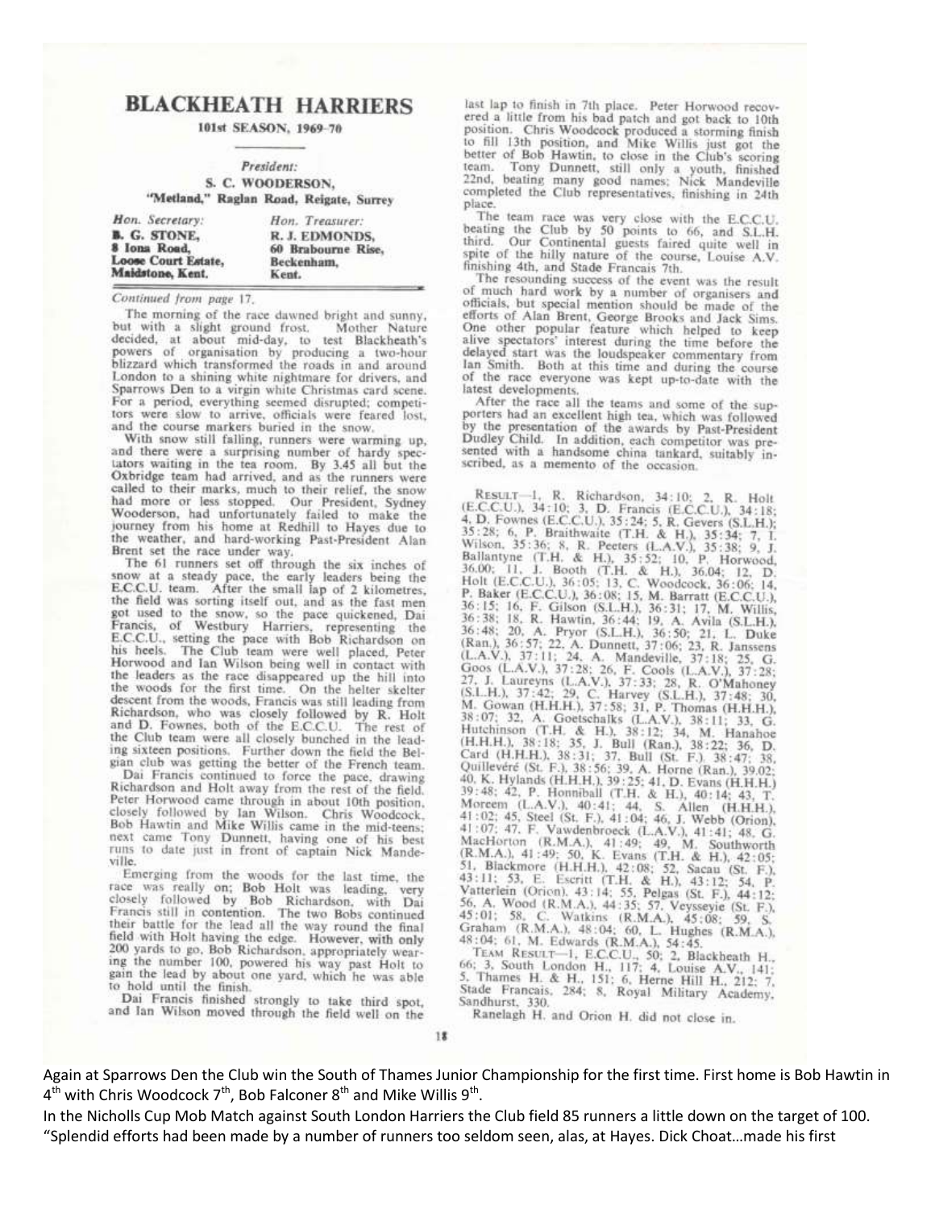# BLACKHEATH HARRIERS

**101st SEASON, 1969–70**

*President:*
S. C. WOODERSON,
"Metland," Raglan Road, Reigate, Surrey

| | |
|---|---|
| *Hon. Secretary:* | *Hon. Treasurer:* |
| B. G. STONE, | R. J. EDMONDS, |
| 8 Iona Road, | 60 Brabourne Rise, |
| Loose Court Estate, | Beckenham, |
| Maidstone, Kent. | Kent. |

*Continued from page 17.*

The morning of the race dawned bright and sunny, but with a slight ground frost. Mother Nature decided, at about mid-day, to test Blackheath's powers of organisation by producing a two-hour blizzard which transformed the roads in and around London to a shining white nightmare for drivers, and Sparrows Den to a virgin white Christmas card scene. For a period, everything seemed disrupted; competitors were slow to arrive, officials were feared lost, and the course markers buried in the snow.

With snow still falling, runners were warming up, and there were a surprising number of hardy spectators waiting in the tea room. By 3.45 all but the Oxbridge team had arrived, and as the runners were called to their marks, much to their relief, the snow had more or less stopped. Our President, Sydney Wooderson, had unfortunately failed to make the journey from his home at Redhill to Hayes due to the weather, and hard-working Past-President Alan Brent set the race under way.

The 61 runners set off through the six inches of snow at a steady pace, the early leaders being the E.C.C.U. team. After the small lap of 2 kilometres, the field was sorting itself out, and as the fast men got used to the snow, so the pace quickened, Dai Francis, of Westbury Harriers, representing the E.C.C.U., setting the pace with Bob Richardson on his heels. The Club team were well placed, Peter Horwood and Ian Wilson being well in contact with the leaders as the race disappeared up the hill into the woods for the first time. On the helter skelter descent from the woods, Francis was still leading from Richardson, who was closely followed by R. Holt and D. Fownes, both of the E.C.C.U. The rest of the Club team were all closely bunched in the leading sixteen positions. Further down the field the Belgian club was getting the better of the French team.

Dai Francis continued to force the pace, drawing Richardson and Holt away from the rest of the field. Peter Horwood came through in about 10th position, closely followed by Ian Wilson. Chris Woodcock, Bob Hawtin and Mike Willis came in the mid-teens; next came Tony Dunnett, having one of his best runs to date just in front of captain Nick Mandeville.

Emerging from the woods for the last time, the race was really on; Bob Holt was leading, very closely followed by Bob Richardson, with Dai Francis still in contention. The two Bobs continued their battle for the lead all the way round the final field with Holt having the edge. However, with only 200 yards to go, Bob Richardson, appropriately wearing the number 100, powered his way past Holt to gain the lead by about one yard, which he was able to hold until the finish.

Dai Francis finished strongly to take third spot, and Ian Wilson moved through the field well on the last lap to finish in 7th place. Peter Horwood recovered a little from his bad patch and got back to 10th position. Chris Woodcock produced a storming finish to fill 13th position, and Mike Willis just got the better of Bob Hawtin, to close in the Club's scoring team. Tony Dunnett, still only a youth, finished 22nd, beating many good names; Nick Mandeville completed the Club representatives, finishing in 24th place.

The team race was very close with the E.C.C.U. beating the Club by 50 points to 66, and S.L.H. third. Our Continental guests faired quite well in spite of the hilly nature of the course, Louise A.V. finishing 4th, and Stade Francais 7th.

The resounding success of the event was the result of much hard work by a number of organisers and officials, but special mention should be made of the efforts of Alan Brent, George Brooks and Jack Sims. One other popular feature which helped to keep alive spectators' interest during the time before the delayed start was the loudspeaker commentary from Ian Smith. Both at this time and during the course of the race everyone was kept up-to-date with the latest developments.

After the race all the teams and some of the supporters had an excellent high tea, which was followed by the presentation of the awards by Past-President Dudley Child. In addition, each competitor was presented with a handsome china tankard, suitably inscribed, as a memento of the occasion.

RESULT—1, R. Richardson, 34:10; 2, R. Holt (E.C.C.U.), 34:10; 3, D. Francis (E.C.C.U.), 34:18; 4, D. Fownes (E.C.C.U.), 35:24; 5, R. Gevers (S.L.H.); 35:28; 6, P. Braithwaite (T.H. & H.), 35:34; 7, I. Wilson, 35:36; 8, R. Peeters (L.A.V.), 35:38; 9, J. Ballantyne (T.H. & H.), 35:52; 10, P. Horwood, 36.00; 11, J. Booth (T.H. & H.), 36.04; 12, D. Holt (E.C.C.U.), 36:05; 13, C. Woodcock, 36:06; 14, P. Baker (E.C.C.U.), 36:08; 15, M. Barratt (E.C.C.U.), 36:15; 16, F. Gilson (S.L.H.), 36:31; 17, M. Willis, 36:38; 18, R. Hawtin, 36:44; 19, A. Avila (S.L.H.), 36:48; 20, A. Pryor (S.L.H.), 36:50; 21, L. Duke (Ran.), 36:57; 22, A. Dunnett, 37:06; 23, R. Janssens (L.A.V.), 37:11; 24, A. Mandeville, 37:18; 25, G. Goos (L.A.V.), 37:28; 26, F. Cools (L.A.V.), 37:28; 27, J. Laureyns (L.A.V.), 37:33; 28, R. O'Mahoney (S.L.H.), 37:42; 29, C. Harvey (S.L.H.), 37:48; 30, M. Gowan (H.H.H.), 37:58; 31, P. Thomas (H.H.H.), 38:07; 32, A. Goetschalks (L.A.V.), 38:11; 33, G. Hutchinson (T.H. & H.), 38:12; 34, M. Hanahoe (H.H.H.), 38:18; 35, J. Bull (Ran.), 38:22; 36, D. Card (H.H.H.), 38:31; 37, Bull (St. F.), 38:47; 38, Quillevéré (St. F.), 38:56; 39, A. Horne (Ran.), 39.02; 40, K. Hylands (H.H.H.), 39:25; 41, D. Evans (H.H.H.) 39:48; 42, P. Honniball (T.H. & H.), 40:14; 43, T. Moreem (L.A.V.), 40:41; 44, S. Allen (H.H.H.), 41:02; 45, Steel (St. F.), 41:04; 46, J. Webb (Orion), 41:07; 47, F. Vawdenbroeck (L.A.V.), 41:41; 48, G. MacHorton (R.M.A.), 41:49; 49, M. Southworth (R.M.A.), 41:49; 50, K. Evans (T.H. & H.), 42:05; 51, Blackmore (H.H.H.), 42:08; 52, Sacau (St. F.), 43:11; 53, E. Escritt (T.H. & H.), 43:12; 54, P. Vatterlein (Orion), 43:14; 55, Pelgas (St. F.), 44:12; 56, A. Wood (R.M.A.), 44:35; 57, Veysseyie (St. F.), 45:01; 58, C. Watkins (R.M.A.), 45:08; 59, S. Graham (R.M.A.), 48:04; 60, L. Hughes (R.M.A.), 48:04; 61, M. Edwards (R.M.A.), 54:45.

TEAM RESULT—1, E.C.C.U., 50; 2, Blackheath H., 66; 3, South London H., 117; 4, Louise A.V., 141; 5, Thames H. & H., 151; 6, Herne Hill H., 212; 7, Stade Francais, 284; 8, Royal Military Academy, Sandhurst, 330.

Ranelagh H. and Orion H. did not close in.

Again at Sparrows Den the Club win the South of Thames Junior Championship for the first time. First home is Bob Hawtin in 4th with Chris Woodcock 7th, Bob Falconer 8th and Mike Willis 9th.

In the Nicholls Cup Mob Match against South London Harriers the Club field 85 runners a little down on the target of 100. "Splendid efforts had been made by a number of runners too seldom seen, alas, at Hayes. Dick Choat…made his first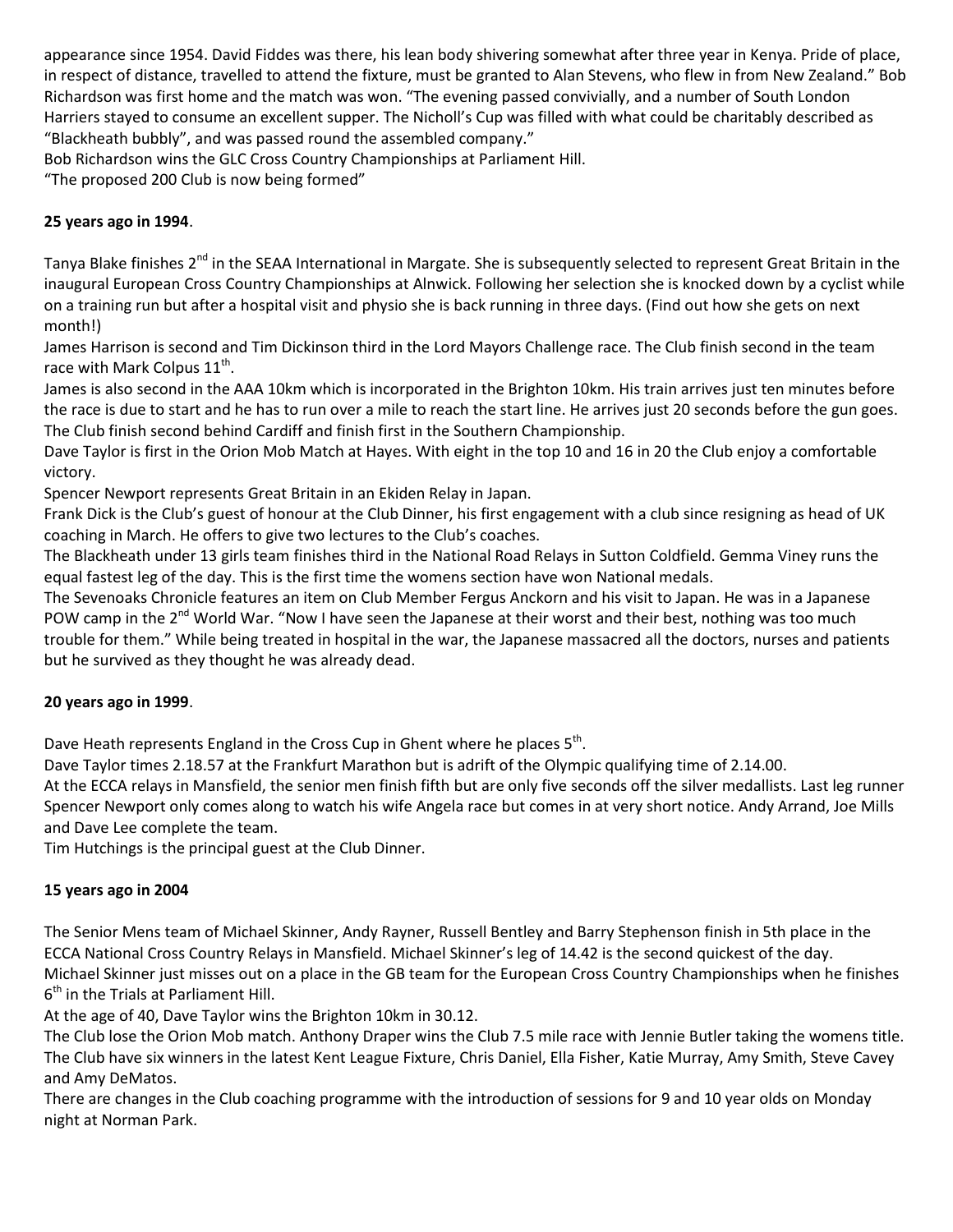appearance since 1954. David Fiddes was there, his lean body shivering somewhat after three year in Kenya. Pride of place, in respect of distance, travelled to attend the fixture, must be granted to Alan Stevens, who flew in from New Zealand." Bob Richardson was first home and the match was won. "The evening passed convivially, and a number of South London Harriers stayed to consume an excellent supper. The Nicholl's Cup was filled with what could be charitably described as "Blackheath bubbly", and was passed round the assembled company."

Bob Richardson wins the GLC Cross Country Championships at Parliament Hill.

"The proposed 200 Club is now being formed"

**25 years ago in 1994**.

Tanya Blake finishes 2nd in the SEAA International in Margate. She is subsequently selected to represent Great Britain in the inaugural European Cross Country Championships at Alnwick. Following her selection she is knocked down by a cyclist while on a training run but after a hospital visit and physio she is back running in three days. (Find out how she gets on next month!)

James Harrison is second and Tim Dickinson third in the Lord Mayors Challenge race. The Club finish second in the team race with Mark Colpus 11th.

James is also second in the AAA 10km which is incorporated in the Brighton 10km. His train arrives just ten minutes before the race is due to start and he has to run over a mile to reach the start line. He arrives just 20 seconds before the gun goes. The Club finish second behind Cardiff and finish first in the Southern Championship.

Dave Taylor is first in the Orion Mob Match at Hayes. With eight in the top 10 and 16 in 20 the Club enjoy a comfortable victory.

Spencer Newport represents Great Britain in an Ekiden Relay in Japan.

Frank Dick is the Club's guest of honour at the Club Dinner, his first engagement with a club since resigning as head of UK coaching in March. He offers to give two lectures to the Club's coaches.

The Blackheath under 13 girls team finishes third in the National Road Relays in Sutton Coldfield. Gemma Viney runs the equal fastest leg of the day. This is the first time the womens section have won National medals.

The Sevenoaks Chronicle features an item on Club Member Fergus Anckorn and his visit to Japan. He was in a Japanese POW camp in the 2nd World War. "Now I have seen the Japanese at their worst and their best, nothing was too much trouble for them." While being treated in hospital in the war, the Japanese massacred all the doctors, nurses and patients but he survived as they thought he was already dead.

**20 years ago in 1999**.

Dave Heath represents England in the Cross Cup in Ghent where he places 5th.

Dave Taylor times 2.18.57 at the Frankfurt Marathon but is adrift of the Olympic qualifying time of 2.14.00.

At the ECCA relays in Mansfield, the senior men finish fifth but are only five seconds off the silver medallists. Last leg runner Spencer Newport only comes along to watch his wife Angela race but comes in at very short notice. Andy Arrand, Joe Mills and Dave Lee complete the team.

Tim Hutchings is the principal guest at the Club Dinner.

**15 years ago in 2004**

The Senior Mens team of Michael Skinner, Andy Rayner, Russell Bentley and Barry Stephenson finish in 5th place in the ECCA National Cross Country Relays in Mansfield. Michael Skinner's leg of 14.42 is the second quickest of the day.

Michael Skinner just misses out on a place in the GB team for the European Cross Country Championships when he finishes 6th in the Trials at Parliament Hill.

At the age of 40, Dave Taylor wins the Brighton 10km in 30.12.

The Club lose the Orion Mob match. Anthony Draper wins the Club 7.5 mile race with Jennie Butler taking the womens title.

The Club have six winners in the latest Kent League Fixture, Chris Daniel, Ella Fisher, Katie Murray, Amy Smith, Steve Cavey and Amy DeMatos.

There are changes in the Club coaching programme with the introduction of sessions for 9 and 10 year olds on Monday night at Norman Park.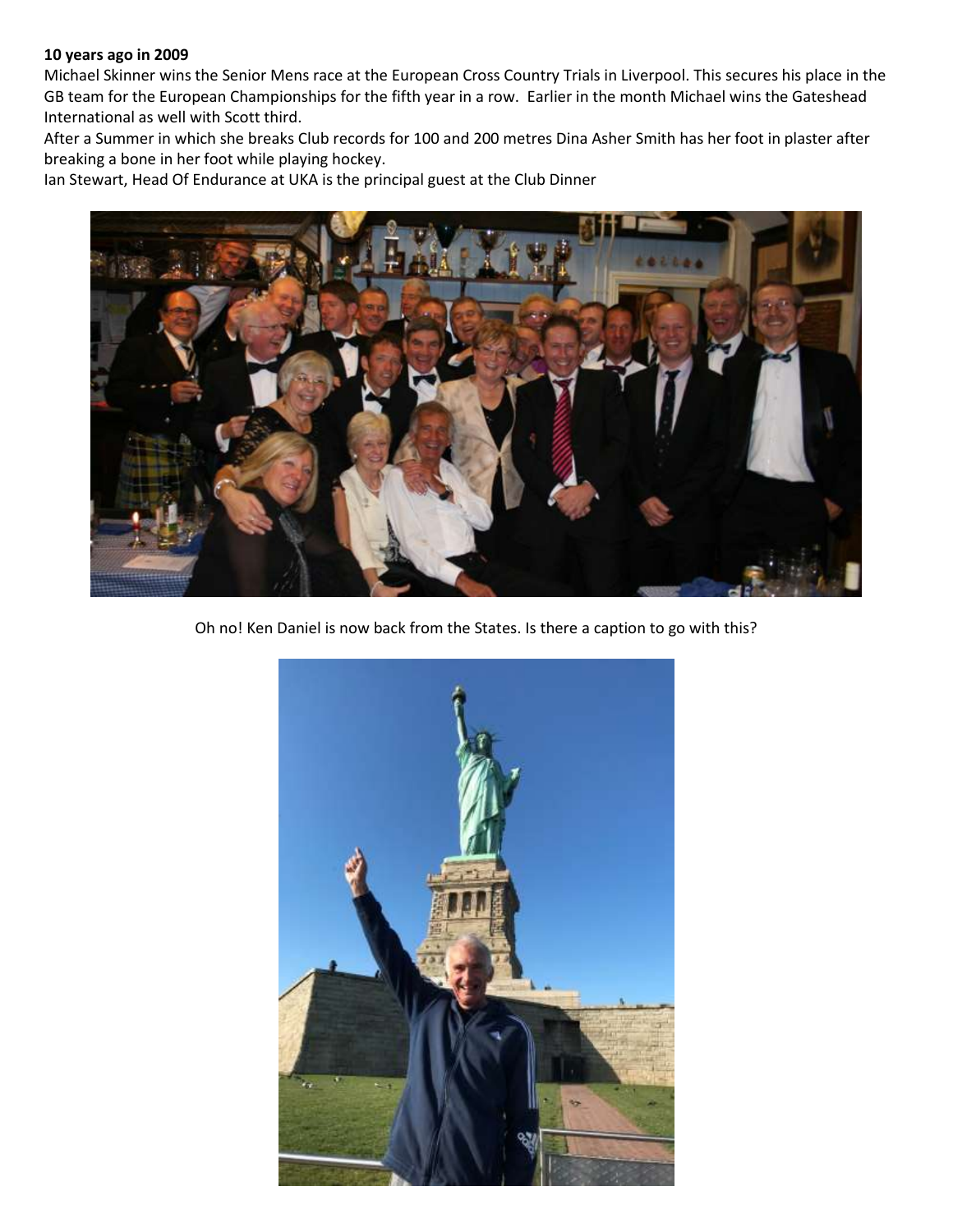**10 years ago in 2009**

Michael Skinner wins the Senior Mens race at the European Cross Country Trials in Liverpool. This secures his place in the GB team for the European Championships for the fifth year in a row. Earlier in the month Michael wins the Gateshead International as well with Scott third.

After a Summer in which she breaks Club records for 100 and 200 metres Dina Asher Smith has her foot in plaster after breaking a bone in her foot while playing hockey.

Ian Stewart, Head Of Endurance at UKA is the principal guest at the Club Dinner

Oh no! Ken Daniel is now back from the States. Is there a caption to go with this?